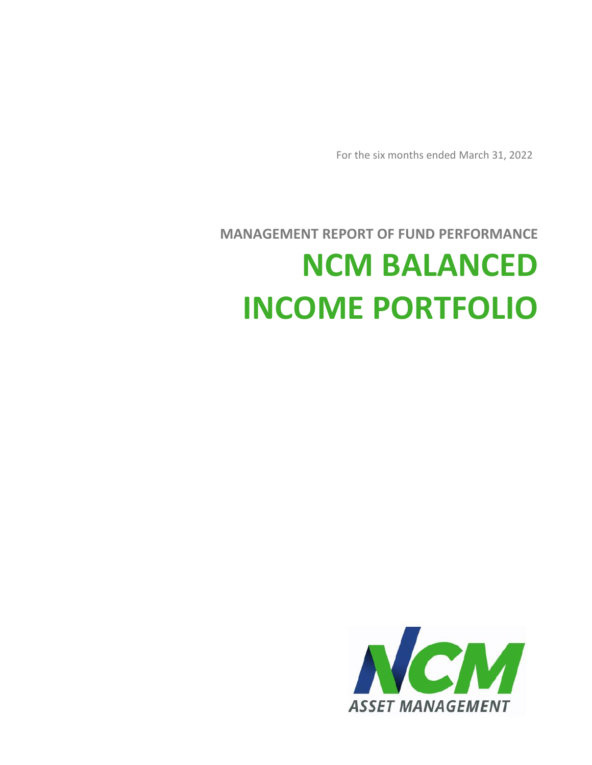For the six months ended March 31, 2022

**MANAGEMENT REPORT OF FUND PERFORMANCE**

# NCM BALANCED INCOME PORTFOLIO

NCM

ASSET MANAGEMENT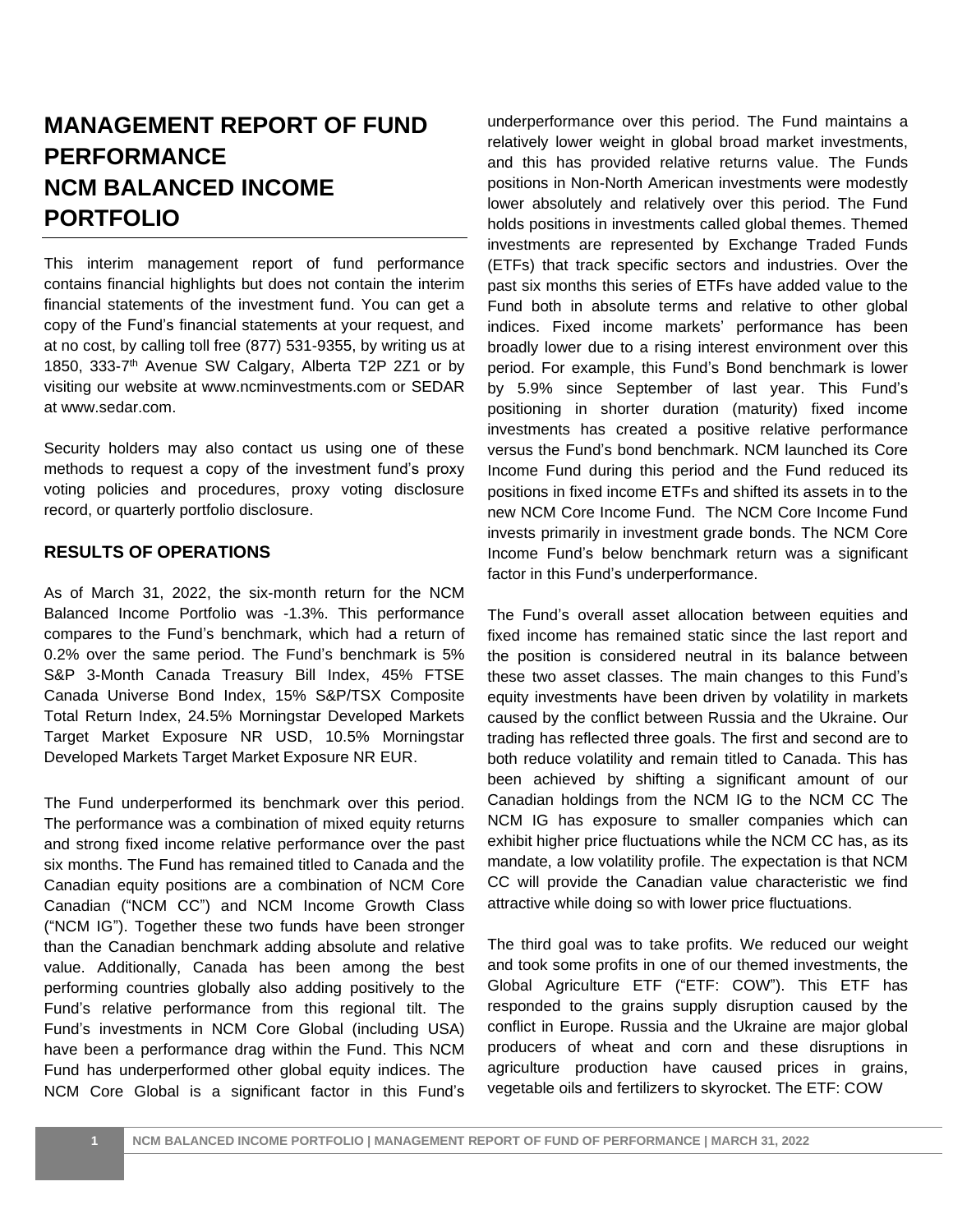# MANAGEMENT REPORT OF FUND PERFORMANCE NCM BALANCED INCOME PORTFOLIO

This interim management report of fund performance contains financial highlights but does not contain the interim financial statements of the investment fund. You can get a copy of the Fund's financial statements at your request, and at no cost, by calling toll free (877) 531-9355, by writing us at 1850, 333-7th Avenue SW Calgary, Alberta T2P 2Z1 or by visiting our website at www.ncminvestments.com or SEDAR at www.sedar.com.

Security holders may also contact us using one of these methods to request a copy of the investment fund's proxy voting policies and procedures, proxy voting disclosure record, or quarterly portfolio disclosure.

## RESULTS OF OPERATIONS

As of March 31, 2022, the six-month return for the NCM Balanced Income Portfolio was -1.3%. This performance compares to the Fund's benchmark, which had a return of 0.2% over the same period. The Fund's benchmark is 5% S&P 3-Month Canada Treasury Bill Index, 45% FTSE Canada Universe Bond Index, 15% S&P/TSX Composite Total Return Index, 24.5% Morningstar Developed Markets Target Market Exposure NR USD, 10.5% Morningstar Developed Markets Target Market Exposure NR EUR.

The Fund underperformed its benchmark over this period. The performance was a combination of mixed equity returns and strong fixed income relative performance over the past six months. The Fund has remained titled to Canada and the Canadian equity positions are a combination of NCM Core Canadian ("NCM CC") and NCM Income Growth Class ("NCM IG"). Together these two funds have been stronger than the Canadian benchmark adding absolute and relative value. Additionally, Canada has been among the best performing countries globally also adding positively to the Fund's relative performance from this regional tilt. The Fund's investments in NCM Core Global (including USA) have been a performance drag within the Fund. This NCM Fund has underperformed other global equity indices. The NCM Core Global is a significant factor in this Fund's underperformance over this period. The Fund maintains a relatively lower weight in global broad market investments, and this has provided relative returns value. The Funds positions in Non-North American investments were modestly lower absolutely and relatively over this period. The Fund holds positions in investments called global themes. Themed investments are represented by Exchange Traded Funds (ETFs) that track specific sectors and industries. Over the past six months this series of ETFs have added value to the Fund both in absolute terms and relative to other global indices. Fixed income markets' performance has been broadly lower due to a rising interest environment over this period. For example, this Fund's Bond benchmark is lower by 5.9% since September of last year. This Fund's positioning in shorter duration (maturity) fixed income investments has created a positive relative performance versus the Fund's bond benchmark. NCM launched its Core Income Fund during this period and the Fund reduced its positions in fixed income ETFs and shifted its assets in to the new NCM Core Income Fund. The NCM Core Income Fund invests primarily in investment grade bonds. The NCM Core Income Fund's below benchmark return was a significant factor in this Fund's underperformance.

The Fund's overall asset allocation between equities and fixed income has remained static since the last report and the position is considered neutral in its balance between these two asset classes. The main changes to this Fund's equity investments have been driven by volatility in markets caused by the conflict between Russia and the Ukraine. Our trading has reflected three goals. The first and second are to both reduce volatility and remain titled to Canada. This has been achieved by shifting a significant amount of our Canadian holdings from the NCM IG to the NCM CC The NCM IG has exposure to smaller companies which can exhibit higher price fluctuations while the NCM CC has, as its mandate, a low volatility profile. The expectation is that NCM CC will provide the Canadian value characteristic we find attractive while doing so with lower price fluctuations.

The third goal was to take profits. We reduced our weight and took some profits in one of our themed investments, the Global Agriculture ETF ("ETF: COW"). This ETF has responded to the grains supply disruption caused by the conflict in Europe. Russia and the Ukraine are major global producers of wheat and corn and these disruptions in agriculture production have caused prices in grains, vegetable oils and fertilizers to skyrocket. The ETF: COW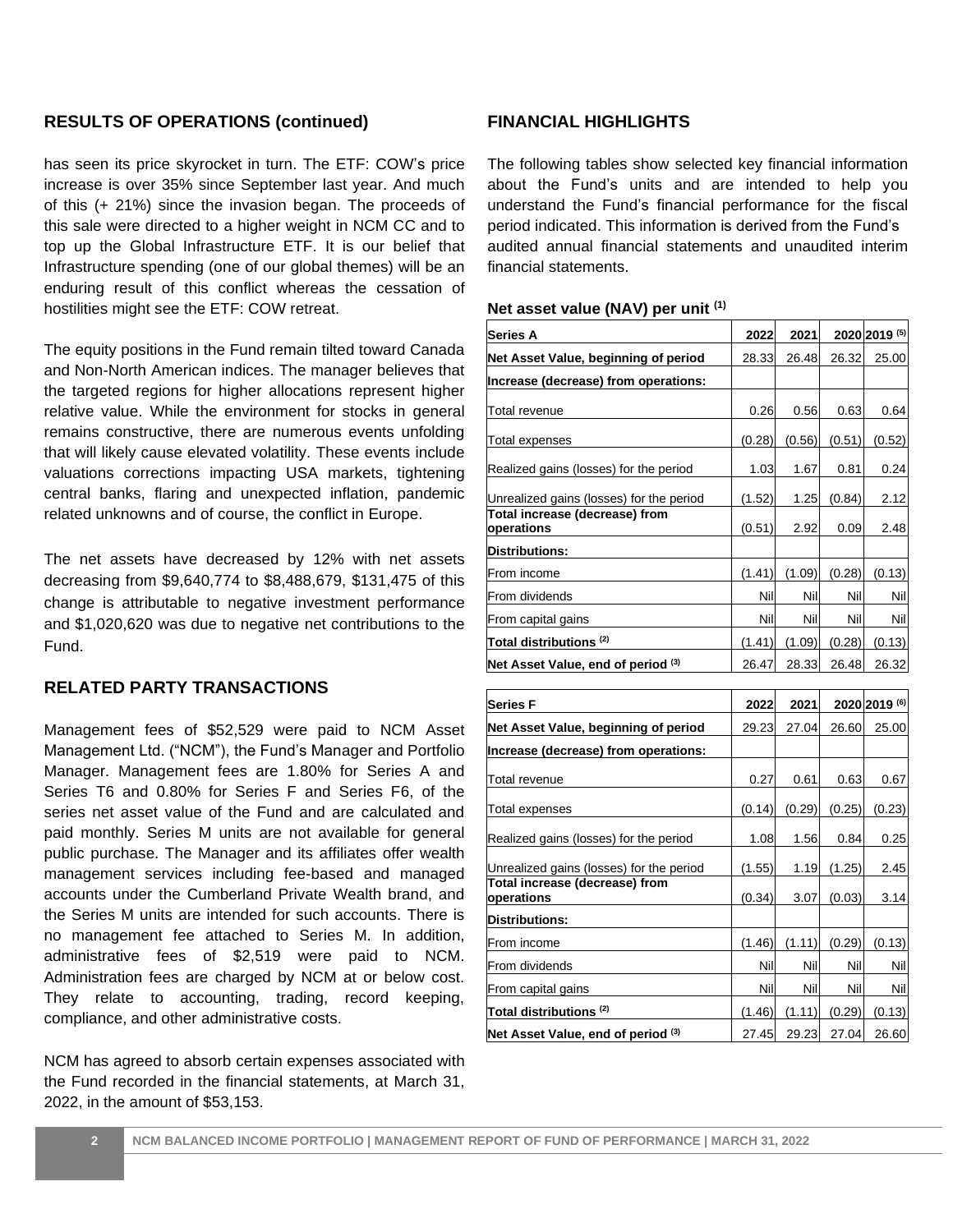## RESULTS OF OPERATIONS (continued)

has seen its price skyrocket in turn. The ETF: COW's price increase is over 35% since September last year. And much of this (+ 21%) since the invasion began. The proceeds of this sale were directed to a higher weight in NCM CC and to top up the Global Infrastructure ETF. It is our belief that Infrastructure spending (one of our global themes) will be an enduring result of this conflict whereas the cessation of hostilities might see the ETF: COW retreat.

The equity positions in the Fund remain tilted toward Canada and Non-North American indices. The manager believes that the targeted regions for higher allocations represent higher relative value. While the environment for stocks in general remains constructive, there are numerous events unfolding that will likely cause elevated volatility. These events include valuations corrections impacting USA markets, tightening central banks, flaring and unexpected inflation, pandemic related unknowns and of course, the conflict in Europe.

The net assets have decreased by 12% with net assets decreasing from $9,640,774 to $8,488,679, $131,475 of this change is attributable to negative investment performance and $1,020,620 was due to negative net contributions to the Fund.

## RELATED PARTY TRANSACTIONS

Management fees of $52,529 were paid to NCM Asset Management Ltd. ("NCM"), the Fund's Manager and Portfolio Manager. Management fees are 1.80% for Series A and Series T6 and 0.80% for Series F and Series F6, of the series net asset value of the Fund and are calculated and paid monthly. Series M units are not available for general public purchase. The Manager and its affiliates offer wealth management services including fee-based and managed accounts under the Cumberland Private Wealth brand, and the Series M units are intended for such accounts. There is no management fee attached to Series M. In addition, administrative fees of $2,519 were paid to NCM. Administration fees are charged by NCM at or below cost. They relate to accounting, trading, record keeping, compliance, and other administrative costs.

NCM has agreed to absorb certain expenses associated with the Fund recorded in the financial statements, at March 31, 2022, in the amount of $53,153.

## FINANCIAL HIGHLIGHTS

The following tables show selected key financial information about the Fund's units and are intended to help you understand the Fund's financial performance for the fiscal period indicated. This information is derived from the Fund's audited annual financial statements and unaudited interim financial statements.

**Net asset value (NAV) per unit (1)**

| **Series A** | **2022** | **2021** | **2020** | **2019 (5)** |
|---|---|---|---|---|
| **Net Asset Value, beginning of period** | 28.33 | 26.48 | 26.32 | 25.00 |
| **Increase (decrease) from operations:** | | | | |
| Total revenue | 0.26 | 0.56 | 0.63 | 0.64 |
| Total expenses | (0.28) | (0.56) | (0.51) | (0.52) |
| Realized gains (losses) for the period | 1.03 | 1.67 | 0.81 | 0.24 |
| Unrealized gains (losses) for the period | (1.52) | 1.25 | (0.84) | 2.12 |
| **Total increase (decrease) from operations** | (0.51) | 2.92 | 0.09 | 2.48 |
| **Distributions:** | | | | |
| From income | (1.41) | (1.09) | (0.28) | (0.13) |
| From dividends | Nil | Nil | Nil | Nil |
| From capital gains | Nil | Nil | Nil | Nil |
| **Total distributions (2)** | (1.41) | (1.09) | (0.28) | (0.13) |
| **Net Asset Value, end of period (3)** | 26.47 | 28.33 | 26.48 | 26.32 |

| **Series F** | **2022** | **2021** | **2020** | **2019 (6)** |
|---|---|---|---|---|
| **Net Asset Value, beginning of period** | 29.23 | 27.04 | 26.60 | 25.00 |
| **Increase (decrease) from operations:** | | | | |
| Total revenue | 0.27 | 0.61 | 0.63 | 0.67 |
| Total expenses | (0.14) | (0.29) | (0.25) | (0.23) |
| Realized gains (losses) for the period | 1.08 | 1.56 | 0.84 | 0.25 |
| Unrealized gains (losses) for the period | (1.55) | 1.19 | (1.25) | 2.45 |
| **Total increase (decrease) from operations** | (0.34) | 3.07 | (0.03) | 3.14 |
| **Distributions:** | | | | |
| From income | (1.46) | (1.11) | (0.29) | (0.13) |
| From dividends | Nil | Nil | Nil | Nil |
| From capital gains | Nil | Nil | Nil | Nil |
| **Total distributions (2)** | (1.46) | (1.11) | (0.29) | (0.13) |
| **Net Asset Value, end of period (3)** | 27.45 | 29.23 | 27.04 | 26.60 |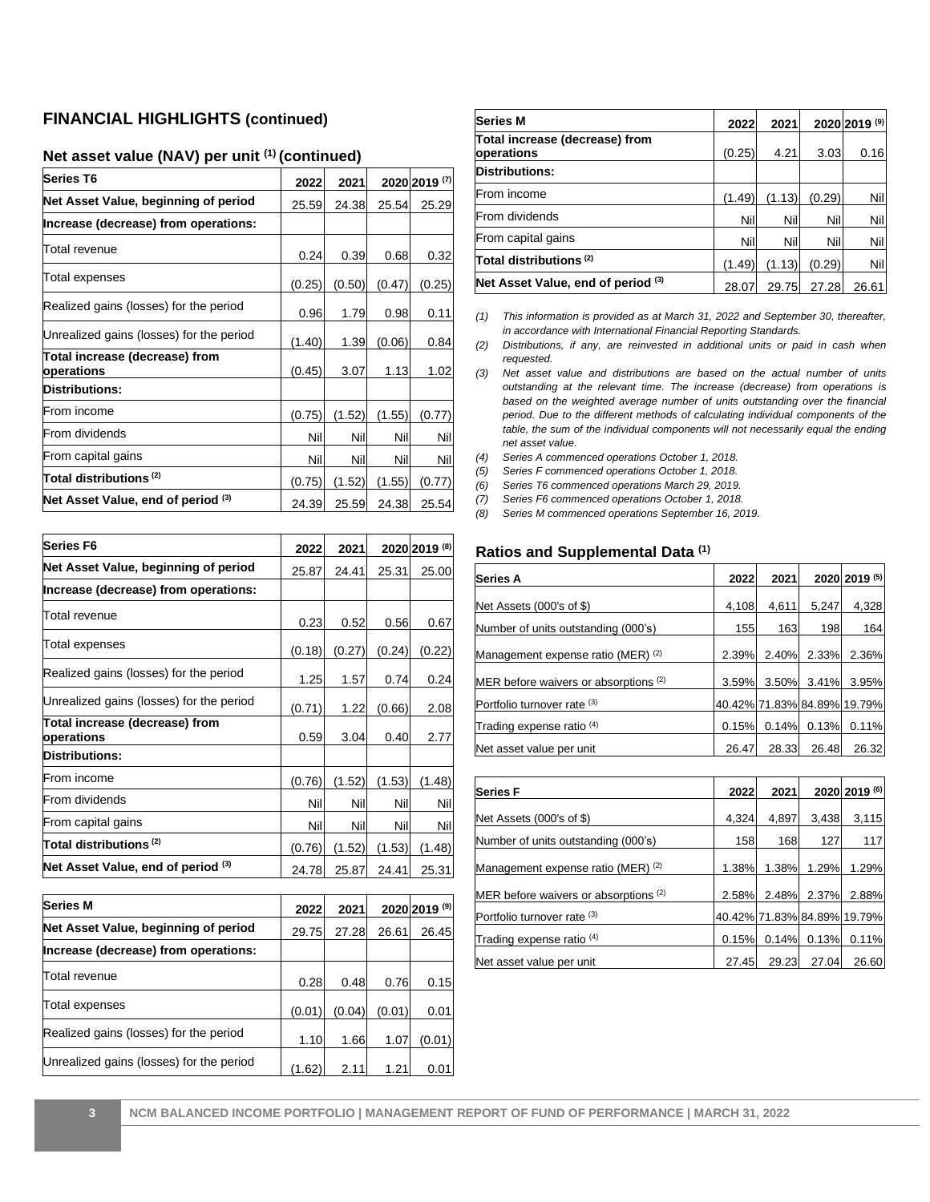## FINANCIAL HIGHLIGHTS (continued)

### Net asset value (NAV) per unit [(1)] (continued)

| Series T6 | 2022 | 2021 | 2020 | 2019 [(7)] |
|---|---|---|---|---|
| **Net Asset Value, beginning of period** | 25.59 | 24.38 | 25.54 | 25.29 |
| **Increase (decrease) from operations:** | | | | |
| Total revenue | 0.24 | 0.39 | 0.68 | 0.32 |
| Total expenses | (0.25) | (0.50) | (0.47) | (0.25) |
| Realized gains (losses) for the period | 0.96 | 1.79 | 0.98 | 0.11 |
| Unrealized gains (losses) for the period | (1.40) | 1.39 | (0.06) | 0.84 |
| **Total increase (decrease) from operations** | (0.45) | 3.07 | 1.13 | 1.02 |
| **Distributions:** | | | | |
| From income | (0.75) | (1.52) | (1.55) | (0.77) |
| From dividends | Nil | Nil | Nil | Nil |
| From capital gains | Nil | Nil | Nil | Nil |
| **Total distributions [(2)]** | (0.75) | (1.52) | (1.55) | (0.77) |
| **Net Asset Value, end of period [(3)]** | 24.39 | 25.59 | 24.38 | 25.54 |

| Series F6 | 2022 | 2021 | 2020 | 2019 [(8)] |
|---|---|---|---|---|
| **Net Asset Value, beginning of period** | 25.87 | 24.41 | 25.31 | 25.00 |
| **Increase (decrease) from operations:** | | | | |
| Total revenue | 0.23 | 0.52 | 0.56 | 0.67 |
| Total expenses | (0.18) | (0.27) | (0.24) | (0.22) |
| Realized gains (losses) for the period | 1.25 | 1.57 | 0.74 | 0.24 |
| Unrealized gains (losses) for the period | (0.71) | 1.22 | (0.66) | 2.08 |
| **Total increase (decrease) from operations** | 0.59 | 3.04 | 0.40 | 2.77 |
| **Distributions:** | | | | |
| From income | (0.76) | (1.52) | (1.53) | (1.48) |
| From dividends | Nil | Nil | Nil | Nil |
| From capital gains | Nil | Nil | Nil | Nil |
| **Total distributions [(2)]** | (0.76) | (1.52) | (1.53) | (1.48) |
| **Net Asset Value, end of period [(3)]** | 24.78 | 25.87 | 24.41 | 25.31 |

| Series M | 2022 | 2021 | 2020 | 2019 [(9)] |
|---|---|---|---|---|
| **Net Asset Value, beginning of period** | 29.75 | 27.28 | 26.61 | 26.45 |
| **Increase (decrease) from operations:** | | | | |
| Total revenue | 0.28 | 0.48 | 0.76 | 0.15 |
| Total expenses | (0.01) | (0.04) | (0.01) | 0.01 |
| Realized gains (losses) for the period | 1.10 | 1.66 | 1.07 | (0.01) |
| Unrealized gains (losses) for the period | (1.62) | 2.11 | 1.21 | 0.01 |
| **Total increase (decrease) from operations** | (0.25) | 4.21 | 3.03 | 0.16 |
| **Distributions:** | | | | |
| From income | (1.49) | (1.13) | (0.29) | Nil |
| From dividends | Nil | Nil | Nil | Nil |
| From capital gains | Nil | Nil | Nil | Nil |
| **Total distributions [(2)]** | (1.49) | (1.13) | (0.29) | Nil |
| **Net Asset Value, end of period [(3)]** | 28.07 | 29.75 | 27.28 | 26.61 |

*(1) This information is provided as at March 31, 2022 and September 30, thereafter, in accordance with International Financial Reporting Standards.*

*(2) Distributions, if any, are reinvested in additional units or paid in cash when requested.*

*(3) Net asset value and distributions are based on the actual number of units outstanding at the relevant time. The increase (decrease) from operations is based on the weighted average number of units outstanding over the financial period. Due to the different methods of calculating individual components of the table, the sum of the individual components will not necessarily equal the ending net asset value.*

*(4) Series A commenced operations October 1, 2018.*

*(5) Series F commenced operations October 1, 2018.*

*(6) Series T6 commenced operations March 29, 2019.*

*(7) Series F6 commenced operations October 1, 2018.*

*(8) Series M commenced operations September 16, 2019.*

### Ratios and Supplemental Data [(1)]

| Series A | 2022 | 2021 | 2020 | 2019 [(5)] |
|---|---|---|---|---|
| Net Assets (000's of $) | 4,108 | 4,611 | 5,247 | 4,328 |
| Number of units outstanding (000's) | 155 | 163 | 198 | 164 |
| Management expense ratio (MER) [(2)] | 2.39% | 2.40% | 2.33% | 2.36% |
| MER before waivers or absorptions [(2)] | 3.59% | 3.50% | 3.41% | 3.95% |
| Portfolio turnover rate [(3)] | 40.42% | 71.83% | 84.89% | 19.79% |
| Trading expense ratio [(4)] | 0.15% | 0.14% | 0.13% | 0.11% |
| Net asset value per unit | 26.47 | 28.33 | 26.48 | 26.32 |

| Series F | 2022 | 2021 | 2020 | 2019 [(6)] |
|---|---|---|---|---|
| Net Assets (000's of $) | 4,324 | 4,897 | 3,438 | 3,115 |
| Number of units outstanding (000's) | 158 | 168 | 127 | 117 |
| Management expense ratio (MER) [(2)] | 1.38% | 1.38% | 1.29% | 1.29% |
| MER before waivers or absorptions [(2)] | 2.58% | 2.48% | 2.37% | 2.88% |
| Portfolio turnover rate [(3)] | 40.42% | 71.83% | 84.89% | 19.79% |
| Trading expense ratio [(4)] | 0.15% | 0.14% | 0.13% | 0.11% |
| Net asset value per unit | 27.45 | 29.23 | 27.04 | 26.60 |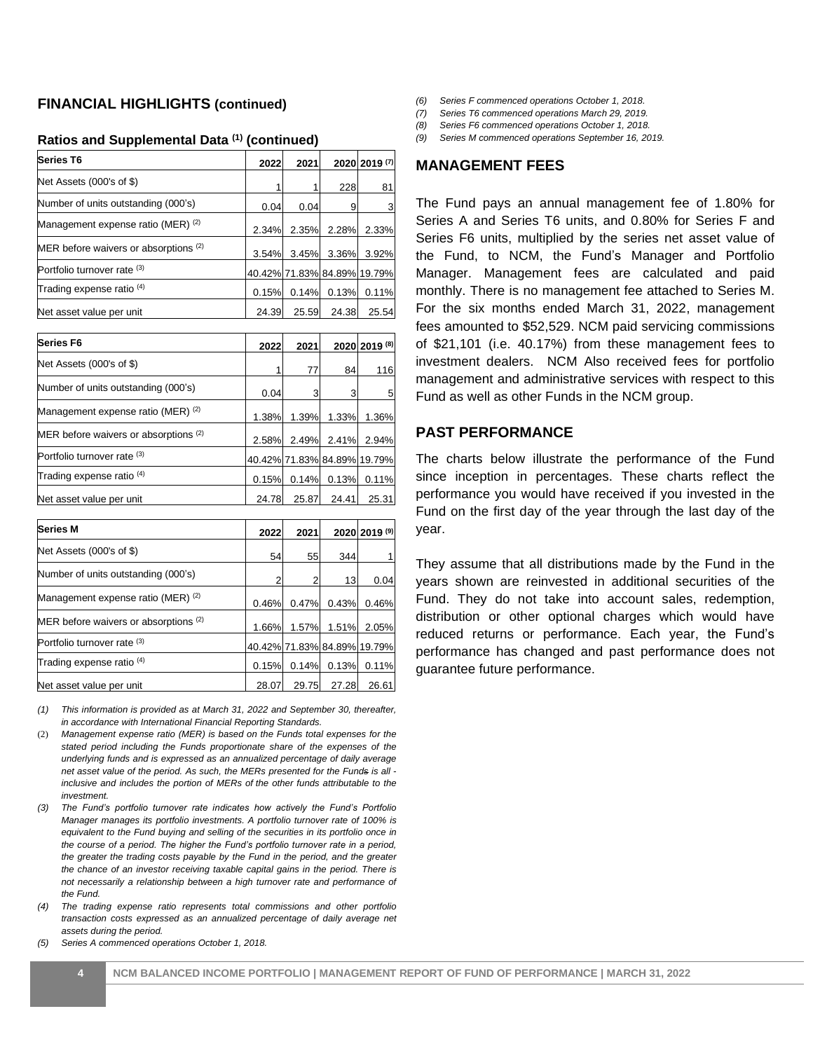## FINANCIAL HIGHLIGHTS (continued)

### Ratios and Supplemental Data [1] (continued)

| Series T6 | 2022 | 2021 | 2020 | 2019 [7] |
|---|---|---|---|---|
| Net Assets (000's of $) | 1 | 1 | 228 | 81 |
| Number of units outstanding (000's) | 0.04 | 0.04 | 9 | 3 |
| Management expense ratio (MER) [2] | 2.34% | 2.35% | 2.28% | 2.33% |
| MER before waivers or absorptions [2] | 3.54% | 3.45% | 3.36% | 3.92% |
| Portfolio turnover rate [3] | 40.42% | 71.83% | 84.89% | 19.79% |
| Trading expense ratio [4] | 0.15% | 0.14% | 0.13% | 0.11% |
| Net asset value per unit | 24.39 | 25.59 | 24.38 | 25.54 |

| Series F6 | 2022 | 2021 | 2020 | 2019 [8] |
|---|---|---|---|---|
| Net Assets (000's of $) | 1 | 77 | 84 | 116 |
| Number of units outstanding (000's) | 0.04 | 3 | 3 | 5 |
| Management expense ratio (MER) [2] | 1.38% | 1.39% | 1.33% | 1.36% |
| MER before waivers or absorptions [2] | 2.58% | 2.49% | 2.41% | 2.94% |
| Portfolio turnover rate [3] | 40.42% | 71.83% | 84.89% | 19.79% |
| Trading expense ratio [4] | 0.15% | 0.14% | 0.13% | 0.11% |
| Net asset value per unit | 24.78 | 25.87 | 24.41 | 25.31 |

| Series M | 2022 | 2021 | 2020 | 2019 [9] |
|---|---|---|---|---|
| Net Assets (000's of $) | 54 | 55 | 344 | 1 |
| Number of units outstanding (000's) | 2 | 2 | 13 | 0.04 |
| Management expense ratio (MER) [2] | 0.46% | 0.47% | 0.43% | 0.46% |
| MER before waivers or absorptions [2] | 1.66% | 1.57% | 1.51% | 2.05% |
| Portfolio turnover rate [3] | 40.42% | 71.83% | 84.89% | 19.79% |
| Trading expense ratio [4] | 0.15% | 0.14% | 0.13% | 0.11% |
| Net asset value per unit | 28.07 | 29.75 | 27.28 | 26.61 |

*(1) This information is provided as at March 31, 2022 and September 30, thereafter, in accordance with International Financial Reporting Standards.*

*(2) Management expense ratio (MER) is based on the Funds total expenses for the stated period including the Funds proportionate share of the expenses of the underlying funds and is expressed as an annualized percentage of daily average net asset value of the period. As such, the MERs presented for the Funds is all - inclusive and includes the portion of MERs of the other funds attributable to the investment.*

*(3) The Fund's portfolio turnover rate indicates how actively the Fund's Portfolio Manager manages its portfolio investments. A portfolio turnover rate of 100% is equivalent to the Fund buying and selling of the securities in its portfolio once in the course of a period. The higher the Fund's portfolio turnover rate in a period, the greater the trading costs payable by the Fund in the period, and the greater the chance of an investor receiving taxable capital gains in the period. There is not necessarily a relationship between a high turnover rate and performance of the Fund.*

*(4) The trading expense ratio represents total commissions and other portfolio transaction costs expressed as an annualized percentage of daily average net assets during the period.*

*(5) Series A commenced operations October 1, 2018.*

*(6) Series F commenced operations October 1, 2018.*

*(7) Series T6 commenced operations March 29, 2019.*

*(8) Series F6 commenced operations October 1, 2018.*

*(9) Series M commenced operations September 16, 2019.*

## MANAGEMENT FEES

The Fund pays an annual management fee of 1.80% for Series A and Series T6 units, and 0.80% for Series F and Series F6 units, multiplied by the series net asset value of the Fund, to NCM, the Fund's Manager and Portfolio Manager. Management fees are calculated and paid monthly. There is no management fee attached to Series M. For the six months ended March 31, 2022, management fees amounted to $52,529. NCM paid servicing commissions of $21,101 (i.e. 40.17%) from these management fees to investment dealers. NCM Also received fees for portfolio management and administrative services with respect to this Fund as well as other Funds in the NCM group.

## PAST PERFORMANCE

The charts below illustrate the performance of the Fund since inception in percentages. These charts reflect the performance you would have received if you invested in the Fund on the first day of the year through the last day of the year.

They assume that all distributions made by the Fund in the years shown are reinvested in additional securities of the Fund. They do not take into account sales, redemption, distribution or other optional charges which would have reduced returns or performance. Each year, the Fund's performance has changed and past performance does not guarantee future performance.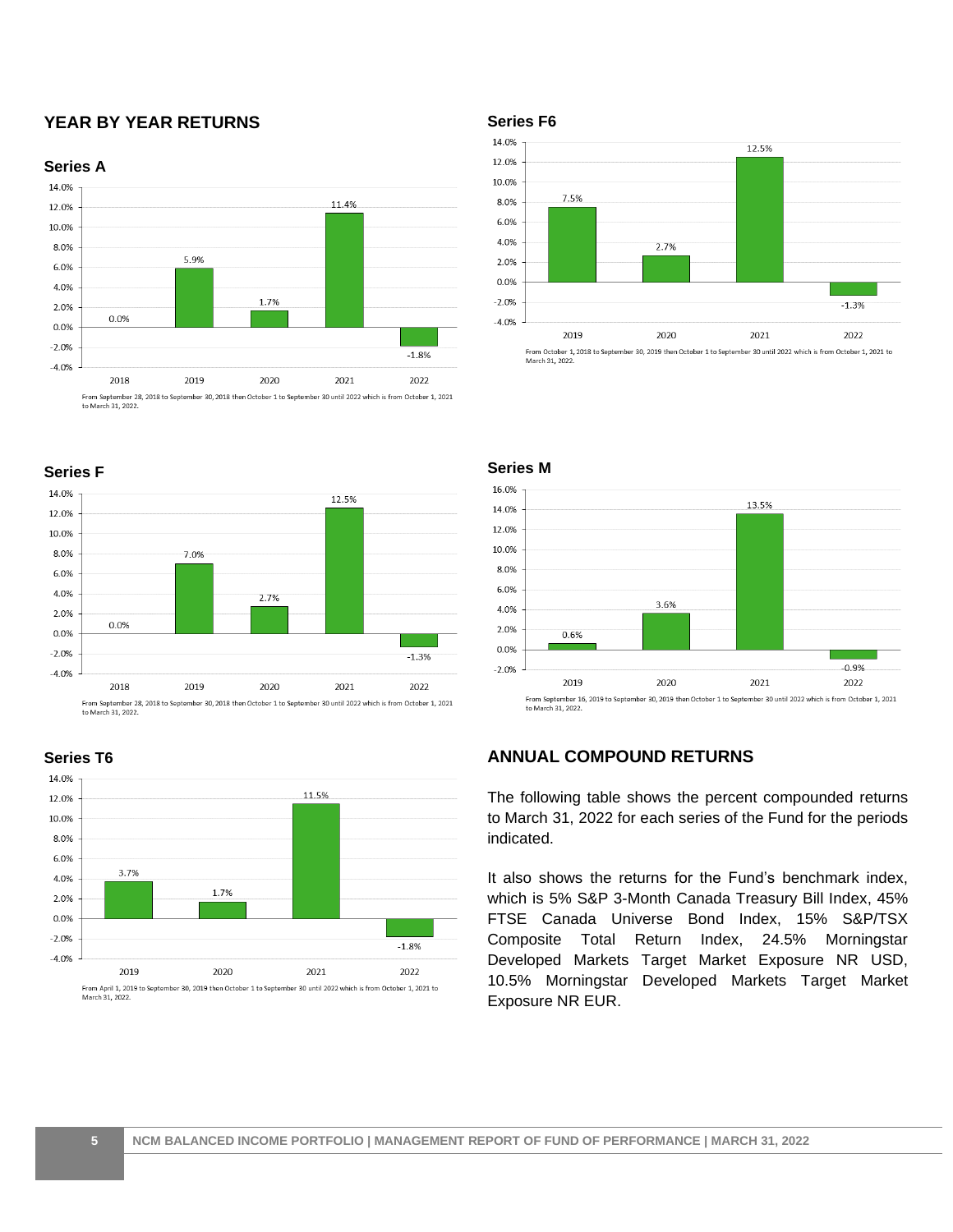## YEAR BY YEAR RETURNS

### Series A

| Year | Return |
|---|---|
| 2018 | 0.0% |
| 2019 | 5.9% |
| 2020 | 1.7% |
| 2021 | 11.4% |
| 2022 | -1.8% |

From September 28, 2018 to September 30, 2018 then October 1 to September 30 until 2022 which is from October 1, 2021 to March 31, 2022.

### Series F6

| Year | Return |
|---|---|
| 2019 | 7.5% |
| 2020 | 2.7% |
| 2021 | 12.5% |
| 2022 | -1.3% |

From October 1, 2018 to September 30, 2019 then October 1 to September 30 until 2022 which is from October 1, 2021 to March 31, 2022.

### Series F

| Year | Return |
|---|---|
| 2018 | 0.0% |
| 2019 | 7.0% |
| 2020 | 2.7% |
| 2021 | 12.5% |
| 2022 | -1.3% |

From September 28, 2018 to September 30, 2018 then October 1 to September 30 until 2022 which is from October 1, 2021 to March 31, 2022.

### Series M

| Year | Return |
|---|---|
| 2019 | 0.6% |
| 2020 | 3.6% |
| 2021 | 13.5% |
| 2022 | -0.9% |

From September 16, 2019 to September 30, 2019 then October 1 to September 30 until 2022 which is from October 1, 2021 to March 31, 2022.

### Series T6

| Year | Return |
|---|---|
| 2019 | 3.7% |
| 2020 | 1.7% |
| 2021 | 11.5% |
| 2022 | -1.8% |

From April 1, 2019 to September 30, 2019 then October 1 to September 30 until 2022 which is from October 1, 2021 to March 31, 2022.

## ANNUAL COMPOUND RETURNS

The following table shows the percent compounded returns to March 31, 2022 for each series of the Fund for the periods indicated.

It also shows the returns for the Fund's benchmark index, which is 5% S&P 3-Month Canada Treasury Bill Index, 45% FTSE Canada Universe Bond Index, 15% S&P/TSX Composite Total Return Index, 24.5% Morningstar Developed Markets Target Market Exposure NR USD, 10.5% Morningstar Developed Markets Target Market Exposure NR EUR.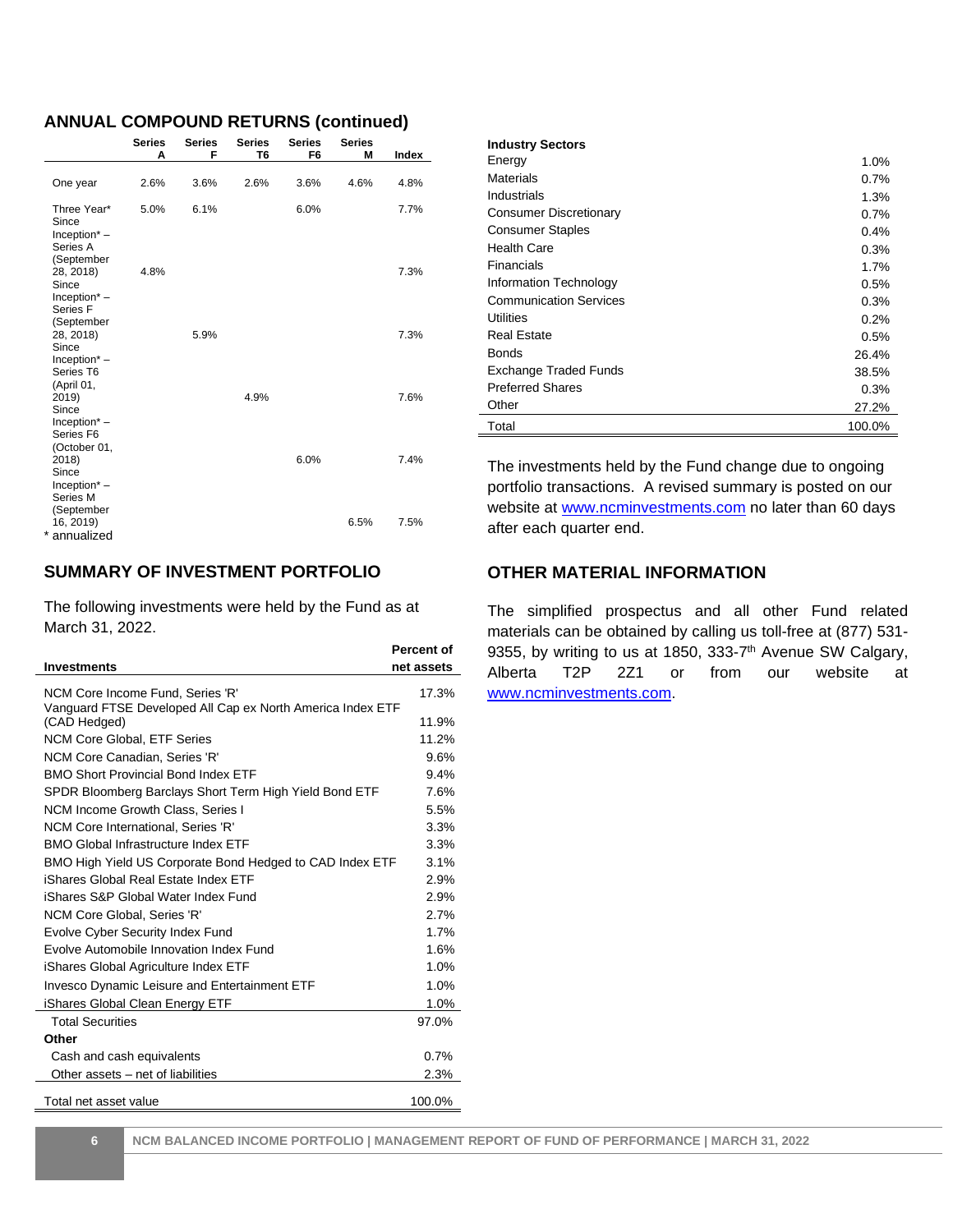## ANNUAL COMPOUND RETURNS (continued)

| | Series A | Series F | Series T6 | Series F6 | Series M | Index |
|---|---|---|---|---|---|---|
| One year | 2.6% | 3.6% | 2.6% | 3.6% | 4.6% | 4.8% |
| Three Year* | 5.0% | 6.1% | | 6.0% | | 7.7% |
| Since Inception* – Series A (September 28, 2018) | 4.8% | | | | | 7.3% |
| Since Inception* – Series F (September 28, 2018) | | 5.9% | | | | 7.3% |
| Since Inception* – Series T6 (April 01, 2019) | | | 4.9% | | | 7.6% |
| Since Inception* – Series F6 (October 01, 2018) | | | | 6.0% | | 7.4% |
| Since Inception* – Series M (September 16, 2019) | | | | | 6.5% | 7.5% |

* annualized

## SUMMARY OF INVESTMENT PORTFOLIO

The following investments were held by the Fund as at March 31, 2022.

| Investments | Percent of net assets |
|---|---|
| NCM Core Income Fund, Series 'R' | 17.3% |
| Vanguard FTSE Developed All Cap ex North America Index ETF (CAD Hedged) | 11.9% |
| NCM Core Global, ETF Series | 11.2% |
| NCM Core Canadian, Series 'R' | 9.6% |
| BMO Short Provincial Bond Index ETF | 9.4% |
| SPDR Bloomberg Barclays Short Term High Yield Bond ETF | 7.6% |
| NCM Income Growth Class, Series I | 5.5% |
| NCM Core International, Series 'R' | 3.3% |
| BMO Global Infrastructure Index ETF | 3.3% |
| BMO High Yield US Corporate Bond Hedged to CAD Index ETF | 3.1% |
| iShares Global Real Estate Index ETF | 2.9% |
| iShares S&P Global Water Index Fund | 2.9% |
| NCM Core Global, Series 'R' | 2.7% |
| Evolve Cyber Security Index Fund | 1.7% |
| Evolve Automobile Innovation Index Fund | 1.6% |
| iShares Global Agriculture Index ETF | 1.0% |
| Invesco Dynamic Leisure and Entertainment ETF | 1.0% |
| iShares Global Clean Energy ETF | 1.0% |
| Total Securities | 97.0% |
| **Other** | |
| Cash and cash equivalents | 0.7% |
| Other assets – net of liabilities | 2.3% |
| Total net asset value | 100.0% |

| Industry Sectors | |
|---|---|
| Energy | 1.0% |
| Materials | 0.7% |
| Industrials | 1.3% |
| Consumer Discretionary | 0.7% |
| Consumer Staples | 0.4% |
| Health Care | 0.3% |
| Financials | 1.7% |
| Information Technology | 0.5% |
| Communication Services | 0.3% |
| Utilities | 0.2% |
| Real Estate | 0.5% |
| Bonds | 26.4% |
| Exchange Traded Funds | 38.5% |
| Preferred Shares | 0.3% |
| Other | 27.2% |
| Total | 100.0% |

The investments held by the Fund change due to ongoing portfolio transactions. A revised summary is posted on our website at www.ncminvestments.com no later than 60 days after each quarter end.

## OTHER MATERIAL INFORMATION

The simplified prospectus and all other Fund related materials can be obtained by calling us toll-free at (877) 531-9355, by writing to us at 1850, 333-7th Avenue SW Calgary, Alberta T2P 2Z1 or from our website at www.ncminvestments.com.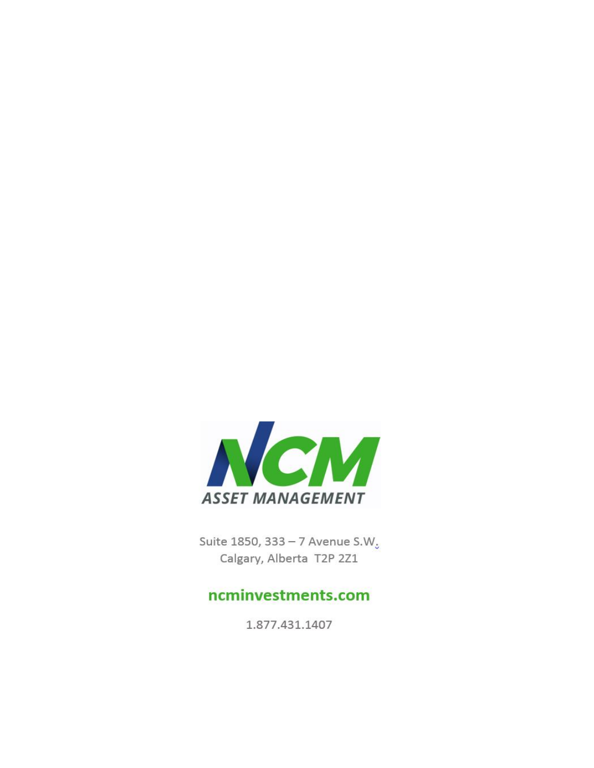NCM

ASSET MANAGEMENT

Suite 1850, 333 – 7 Avenue S.W.
Calgary, Alberta T2P 2Z1

**ncminvestments.com**

1.877.431.1407